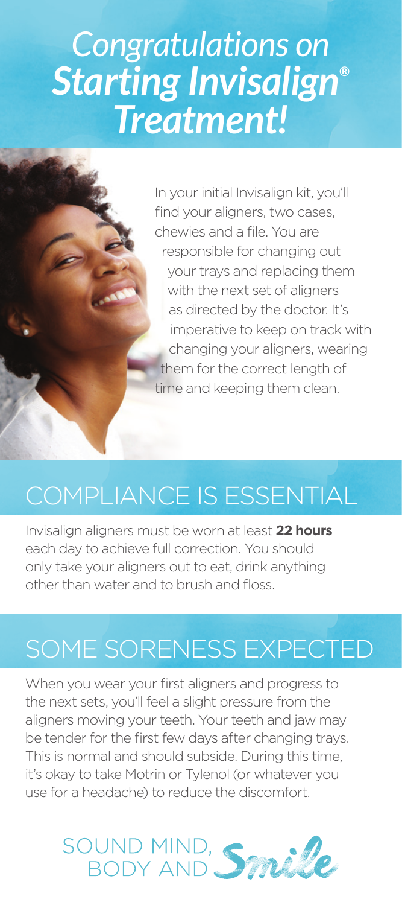# *Congratulations on Starting Invisalign® Treatment!*

In your initial Invisalign kit, you'll find your aligners, two cases, chewies and a file. You are responsible for changing out your trays and replacing them with the next set of aligners as directed by the doctor. It's imperative to keep on track with changing your aligners, wearing them for the correct length of time and keeping them clean.

## COMPLIANCE IS ESSENTIAL

Invisalign aligners must be worn at least **22 hours** each day to achieve full correction. You should only take your aligners out to eat, drink anything other than water and to brush and floss.

## SOME SORENESS EXPECTED

When you wear your first aligners and progress to the next sets, you'll feel a slight pressure from the aligners moving your teeth. Your teeth and jaw may be tender for the first few days after changing trays. This is normal and should subside. During this time, it's okay to take Motrin or Tylenol (or whatever you use for a headache) to reduce the discomfort.

SOUND MIND, BODY AND *Smile*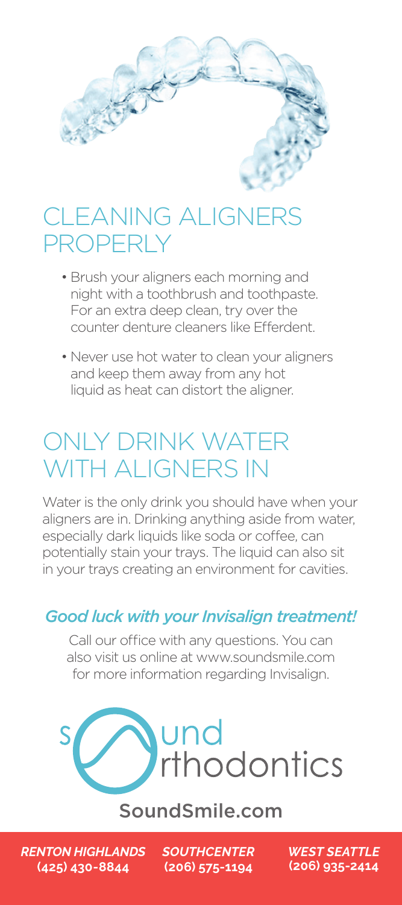## CLEANING ALIGNERS PROPERLY

- Brush your aligners each morning and night with a toothbrush and toothpaste. For an extra deep clean, try over the counter denture cleaners like Efferdent.
- Never use hot water to clean your aligners and keep them away from any hot liquid as heat can distort the aligner.

## ONLY DRINK WATER WITH ALIGNERS IN

Water is the only drink you should have when your aligners are in. Drinking anything aside from water, especially dark liquids like soda or coffee, can potentially stain your trays. The liquid can also sit in your trays creating an environment for cavities.

*Good luck with your Invisalign treatment!*

Call our office with any questions. You can also visit us online at www.soundsmile.com for more information regarding Invisalign.

Sound Orthodontics

SoundSmile.com

***RENTON HIGHLANDS*** **(425) 430-8844**

***SOUTHCENTER*** **(206) 575-1194**

***WEST SEATTLE*** **(206) 935-2414**